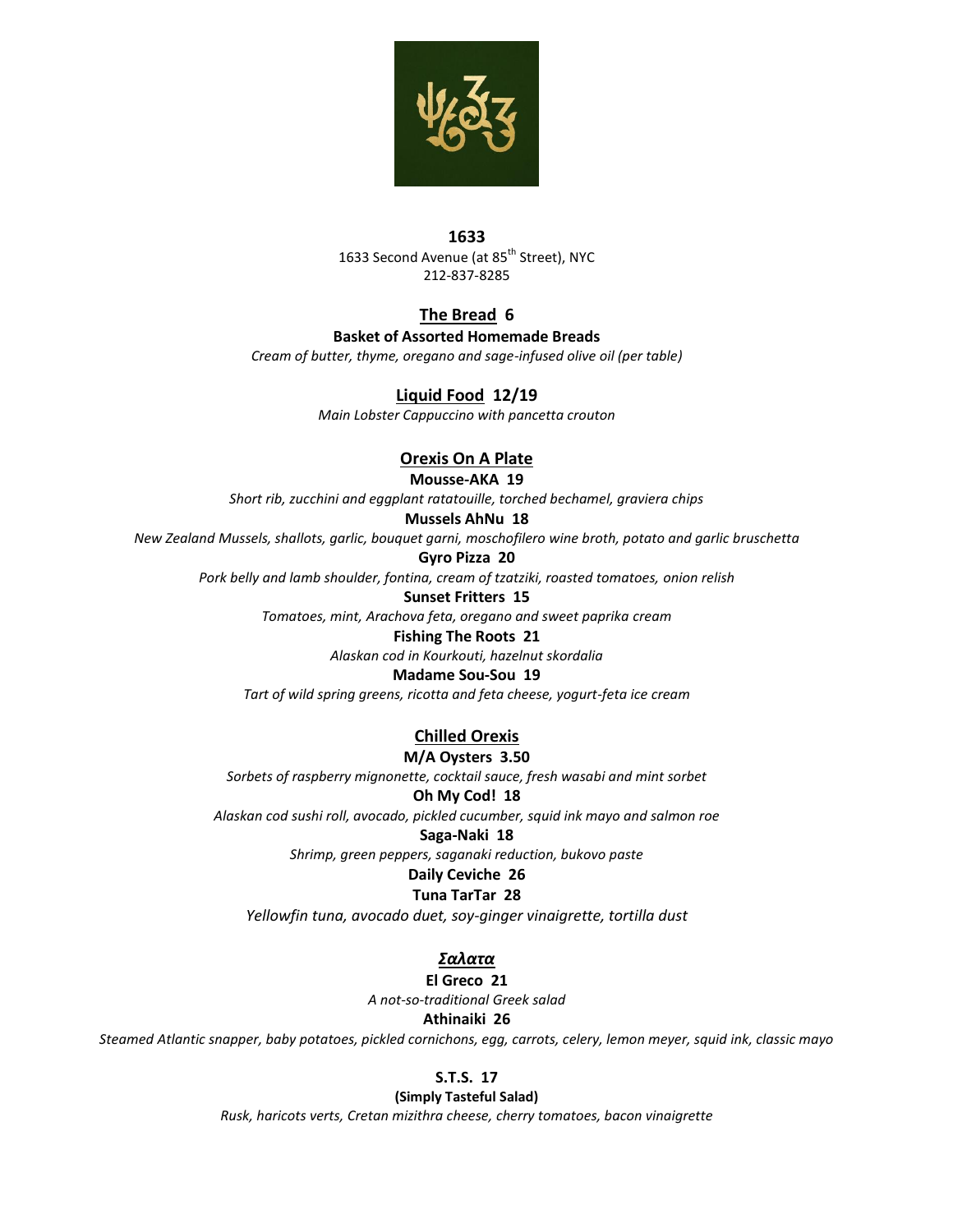# 1633

1633 Second Avenue (at 85th Street), NYC
212-837-8285

## The Bread 6

**Basket of Assorted Homemade Breads**

*Cream of butter, thyme, oregano and sage-infused olive oil (per table)*

## Liquid Food 12/19

*Main Lobster Cappuccino with pancetta crouton*

## Orexis On A Plate

**Mousse-AKA 19**

*Short rib, zucchini and eggplant ratatouille, torched bechamel, graviera chips*

**Mussels AhNu 18**

*New Zealand Mussels, shallots, garlic, bouquet garni, moschofilero wine broth, potato and garlic bruschetta*

**Gyro Pizza 20**

*Pork belly and lamb shoulder, fontina, cream of tzatziki, roasted tomatoes, onion relish*

**Sunset Fritters 15**

*Tomatoes, mint, Arachova feta, oregano and sweet paprika cream*

**Fishing The Roots 21**

*Alaskan cod in Kourkouti, hazelnut skordalia*

**Madame Sou-Sou 19**

*Tart of wild spring greens, ricotta and feta cheese, yogurt-feta ice cream*

## Chilled Orexis

**M/A Oysters 3.50**

*Sorbets of raspberry mignonette, cocktail sauce, fresh wasabi and mint sorbet*

**Oh My Cod! 18**

*Alaskan cod sushi roll, avocado, pickled cucumber, squid ink mayo and salmon roe*

**Saga-Naki 18**

*Shrimp, green peppers, saganaki reduction, bukovo paste*

**Daily Ceviche 26**

**Tuna TarTar 28**

*Yellowfin tuna, avocado duet, soy-ginger vinaigrette, tortilla dust*

## *Σαλατα*

**El Greco 21**

*A not-so-traditional Greek salad*

**Athinaiki 26**

*Steamed Atlantic snapper, baby potatoes, pickled cornichons, egg, carrots, celery, lemon meyer, squid ink, classic mayo*

**S.T.S. 17**

**(Simply Tasteful Salad)**

*Rusk, haricots verts, Cretan mizithra cheese, cherry tomatoes, bacon vinaigrette*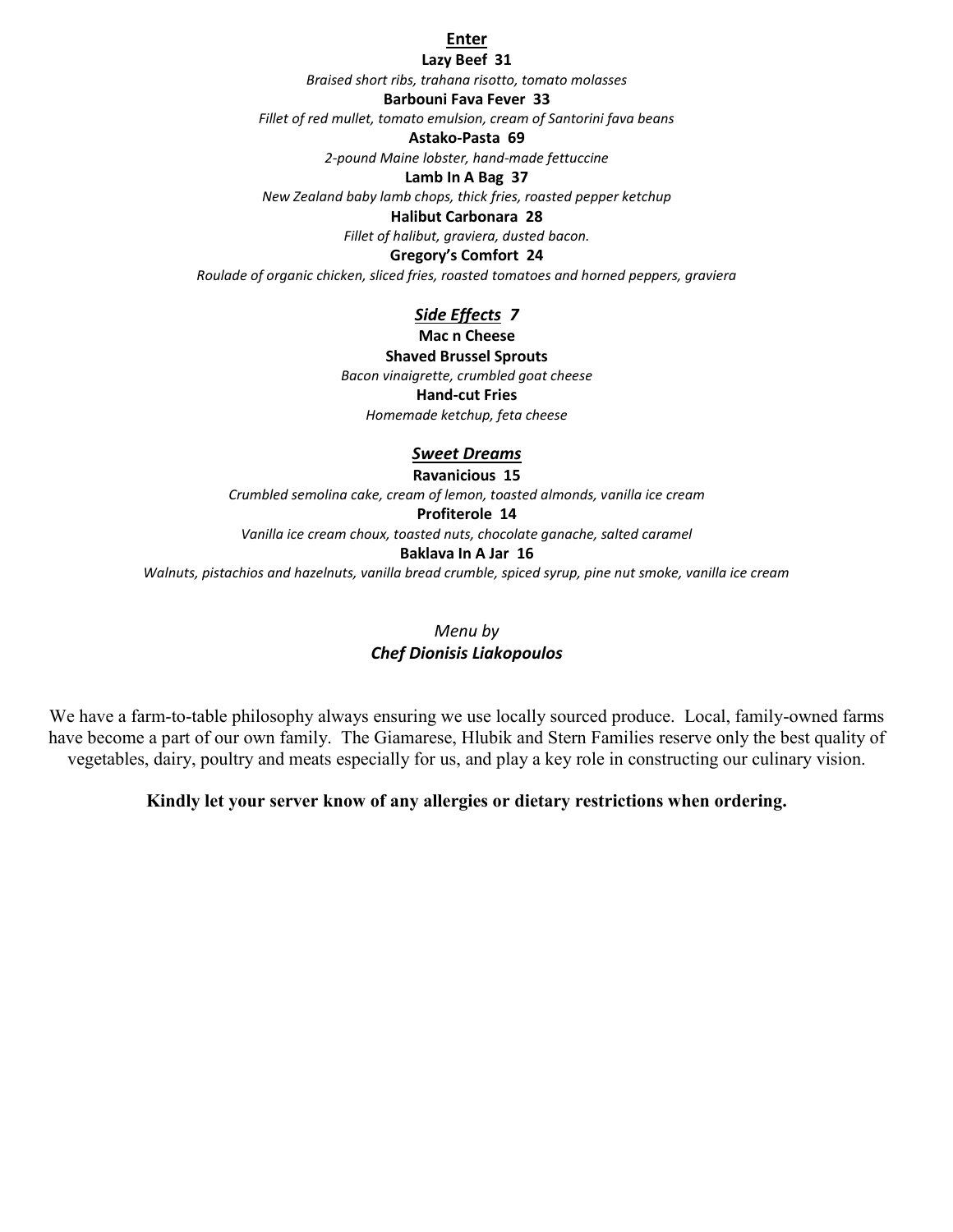## Enter

**Lazy Beef 31**

*Braised short ribs, trahana risotto, tomato molasses*

**Barbouni Fava Fever 33**

*Fillet of red mullet, tomato emulsion, cream of Santorini fava beans*

**Astako-Pasta 69**

*2-pound Maine lobster, hand-made fettuccine*

**Lamb In A Bag 37**

*New Zealand baby lamb chops, thick fries, roasted pepper ketchup*

**Halibut Carbonara 28**

*Fillet of halibut, graviera, dusted bacon.*

**Gregory's Comfort 24**

*Roulade of organic chicken, sliced fries, roasted tomatoes and horned peppers, graviera*

## *Side Effects 7*

**Mac n Cheese**

**Shaved Brussel Sprouts**

*Bacon vinaigrette, crumbled goat cheese*

**Hand-cut Fries**

*Homemade ketchup, feta cheese*

## *Sweet Dreams*

**Ravanicious 15**

*Crumbled semolina cake, cream of lemon, toasted almonds, vanilla ice cream*

**Profiterole 14**

*Vanilla ice cream choux, toasted nuts, chocolate ganache, salted caramel*

**Baklava In A Jar 16**

*Walnuts, pistachios and hazelnuts, vanilla bread crumble, spiced syrup, pine nut smoke, vanilla ice cream*

*Menu by*

***Chef Dionisis Liakopoulos***

We have a farm-to-table philosophy always ensuring we use locally sourced produce. Local, family-owned farms have become a part of our own family. The Giamarese, Hlubik and Stern Families reserve only the best quality of vegetables, dairy, poultry and meats especially for us, and play a key role in constructing our culinary vision.

**Kindly let your server know of any allergies or dietary restrictions when ordering.**